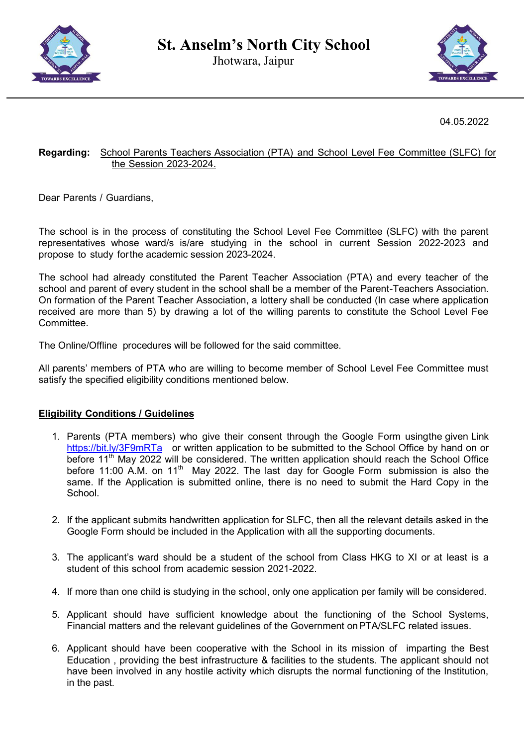# St. Anselm's North City School

Jhotwara, Jaipur

04.05.2022

**Regarding:** School Parents Teachers Association (PTA) and School Level Fee Committee (SLFC) for the Session 2023-2024.

Dear Parents / Guardians,

The school is in the process of constituting the School Level Fee Committee (SLFC) with the parent representatives whose ward/s is/are studying in the school in current Session 2022-2023 and propose to study forthe academic session 2023-2024.

The school had already constituted the Parent Teacher Association (PTA) and every teacher of the school and parent of every student in the school shall be a member of the Parent-Teachers Association. On formation of the Parent Teacher Association, a lottery shall be conducted (In case where application received are more than 5) by drawing a lot of the willing parents to constitute the School Level Fee Committee.

The Online/Offline procedures will be followed for the said committee.

All parents' members of PTA who are willing to become member of School Level Fee Committee must satisfy the specified eligibility conditions mentioned below.

**Eligibility Conditions / Guidelines**

1. Parents (PTA members) who give their consent through the Google Form usingthe given Link https://bit.ly/3F9mRTa or written application to be submitted to the School Office by hand on or before 11th May 2022 will be considered. The written application should reach the School Office before 11:00 A.M. on 11th May 2022. The last day for Google Form submission is also the same. If the Application is submitted online, there is no need to submit the Hard Copy in the School.

2. If the applicant submits handwritten application for SLFC, then all the relevant details asked in the Google Form should be included in the Application with all the supporting documents.

3. The applicant's ward should be a student of the school from Class HKG to XI or at least is a student of this school from academic session 2021-2022.

4. If more than one child is studying in the school, only one application per family will be considered.

5. Applicant should have sufficient knowledge about the functioning of the School Systems, Financial matters and the relevant guidelines of the Government onPTA/SLFC related issues.

6. Applicant should have been cooperative with the School in its mission of imparting the Best Education , providing the best infrastructure & facilities to the students. The applicant should not have been involved in any hostile activity which disrupts the normal functioning of the Institution, in the past.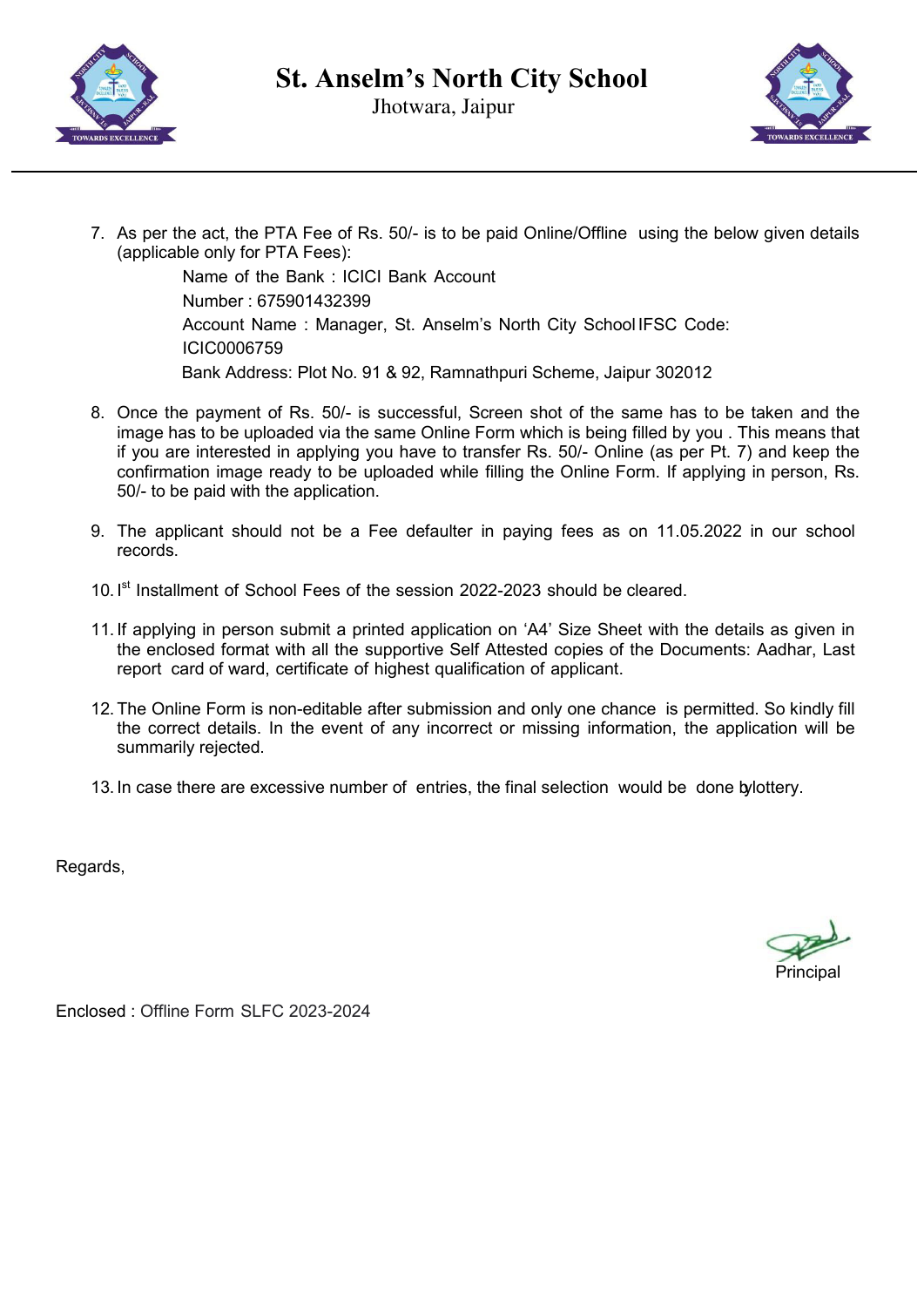# St. Anselm's North City School

Jhotwara, Jaipur

7. As per the act, the PTA Fee of Rs. 50/- is to be paid Online/Offline using the below given details (applicable only for PTA Fees):

   Name of the Bank : ICICI Bank Account
   Number : 675901432399
   Account Name : Manager, St. Anselm's North City School IFSC Code:
   ICIC0006759
   Bank Address: Plot No. 91 & 92, Ramnathpuri Scheme, Jaipur 302012

8. Once the payment of Rs. 50/- is successful, Screen shot of the same has to be taken and the image has to be uploaded via the same Online Form which is being filled by you . This means that if you are interested in applying you have to transfer Rs. 50/- Online (as per Pt. 7) and keep the confirmation image ready to be uploaded while filling the Online Form. If applying in person, Rs. 50/- to be paid with the application.

9. The applicant should not be a Fee defaulter in paying fees as on 11.05.2022 in our school records.

10. I[st] Installment of School Fees of the session 2022-2023 should be cleared.

11. If applying in person submit a printed application on 'A4' Size Sheet with the details as given in the enclosed format with all the supportive Self Attested copies of the Documents: Aadhar, Last report card of ward, certificate of highest qualification of applicant.

12. The Online Form is non-editable after submission and only one chance is permitted. So kindly fill the correct details. In the event of any incorrect or missing information, the application will be summarily rejected.

13. In case there are excessive number of entries, the final selection would be done by lottery.

Regards,

Principal

Enclosed : Offline Form SLFC 2023-2024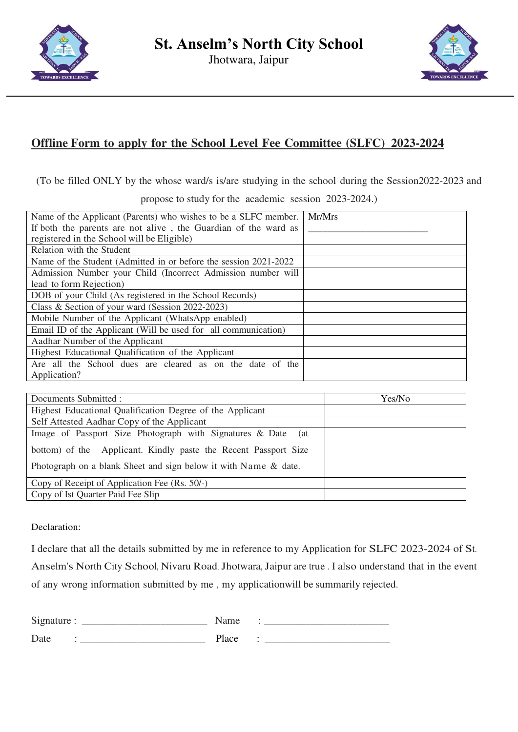# St. Anselm's North City School

Jhotwara, Jaipur

## Offline Form to apply for the School Level Fee Committee (SLFC) 2023-2024

(To be filled ONLY by the whose ward/s is/are studying in the school during the Session2022-2023 and propose to study for the academic session 2023-2024.)

| | |
|---|---|
| Name of the Applicant (Parents) who wishes to be a SLFC member. If both the parents are not alive , the Guardian of the ward as registered in the School will be Eligible) | Mr/Mrs ________________________ |
| Relation with the Student | |
| Name of the Student (Admitted in or before the session 2021-2022 | |
| Admission Number your Child (Incorrect Admission number will lead to form Rejection) | |
| DOB of your Child (As registered in the School Records) | |
| Class & Section of your ward (Session 2022-2023) | |
| Mobile Number of the Applicant (WhatsApp enabled) | |
| Email ID of the Applicant (Will be used for all communication) | |
| Aadhar Number of the Applicant | |
| Highest Educational Qualification of the Applicant | |
| Are all the School dues are cleared as on the date of the Application? | |

| Documents Submitted : | Yes/No |
|---|---|
| Highest Educational Qualification Degree of the Applicant | |
| Self Attested Aadhar Copy of the Applicant | |
| Image of Passport Size Photograph with Signatures & Date (at bottom) of the Applicant. Kindly paste the Recent Passport Size Photograph on a blank Sheet and sign below it with Name & date. | |
| Copy of Receipt of Application Fee (Rs. 50/-) | |
| Copy of Ist Quarter Paid Fee Slip | |

Declaration:

I declare that all the details submitted by me in reference to my Application for SLFC 2023-2024 of St. Anselm's North City School, Nivaru Road, Jhotwara, Jaipur are true . I also understand that in the event of any wrong information submitted by me , my applicationwill be summarily rejected.

Signature : ________________________ Name : ________________________

Date : ________________________ Place : ________________________